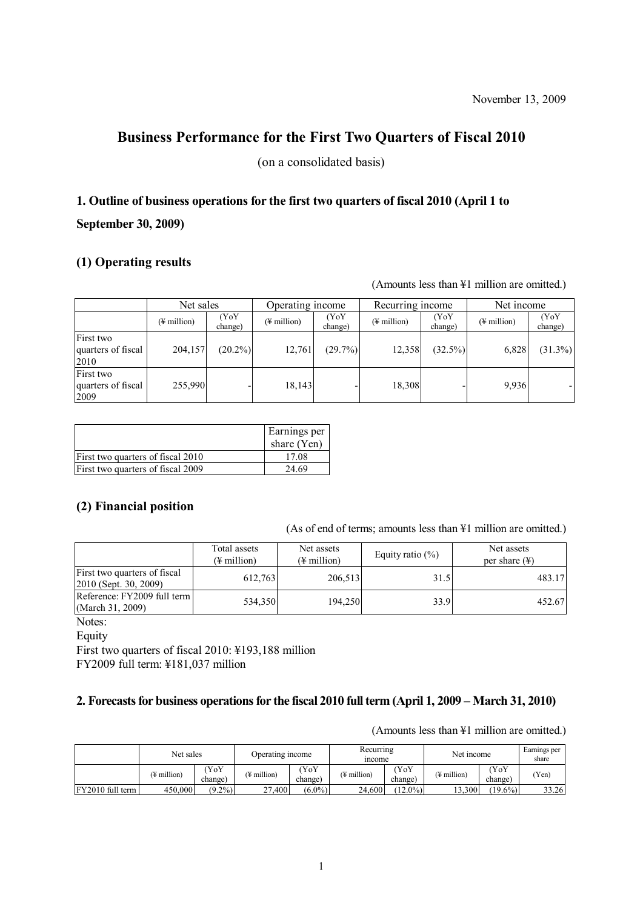November 13, 2009

# Business Performance for the First Two Quarters of Fiscal 2010

(on a consolidated basis)

## 1. Outline of business operations for the first two quarters of fiscal 2010 (April 1 to September 30, 2009)

### (1) Operating results

(Amounts less than ¥1 million are omitted.)

| | Net sales | | Operating income | | Recurring income | | Net income | |
|---|---|---|---|---|---|---|---|---|
| | (¥ million) | (YoY change) | (¥ million) | (YoY change) | (¥ million) | (YoY change) | (¥ million) | (YoY change) |
| First two quarters of fiscal 2010 | 204,157 | (20.2%) | 12,761 | (29.7%) | 12,358 | (32.5%) | 6,828 | (31.3%) |
| First two quarters of fiscal 2009 | 255,990 | - | 18,143 | - | 18,308 | - | 9,936 | - |

| | Earnings per share (Yen) |
|---|---|
| First two quarters of fiscal 2010 | 17.08 |
| First two quarters of fiscal 2009 | 24.69 |

### (2) Financial position

(As of end of terms; amounts less than ¥1 million are omitted.)

| | Total assets (¥ million) | Net assets (¥ million) | Equity ratio (%) | Net assets per share (¥) |
|---|---|---|---|---|
| First two quarters of fiscal 2010 (Sept. 30, 2009) | 612,763 | 206,513 | 31.5 | 483.17 |
| Reference: FY2009 full term (March 31, 2009) | 534,350 | 194,250 | 33.9 | 452.67 |

Notes:

Equity

First two quarters of fiscal 2010: ¥193,188 million

FY2009 full term: ¥181,037 million

## 2. Forecasts for business operations for the fiscal 2010 full term (April 1, 2009 – March 31, 2010)

(Amounts less than ¥1 million are omitted.)

| | Net sales | | Operating income | | Recurring income | | Net income | | Earnings per share |
|---|---|---|---|---|---|---|---|---|---|
| | (¥ million) | (YoY change) | (¥ million) | (YoY change) | (¥ million) | (YoY change) | (¥ million) | (YoY change) | (Yen) |
| FY2010 full term | 450,000 | (9.2%) | 27,400 | (6.0%) | 24,600 | (12.0%) | 13,300 | (19.6%) | 33.26 |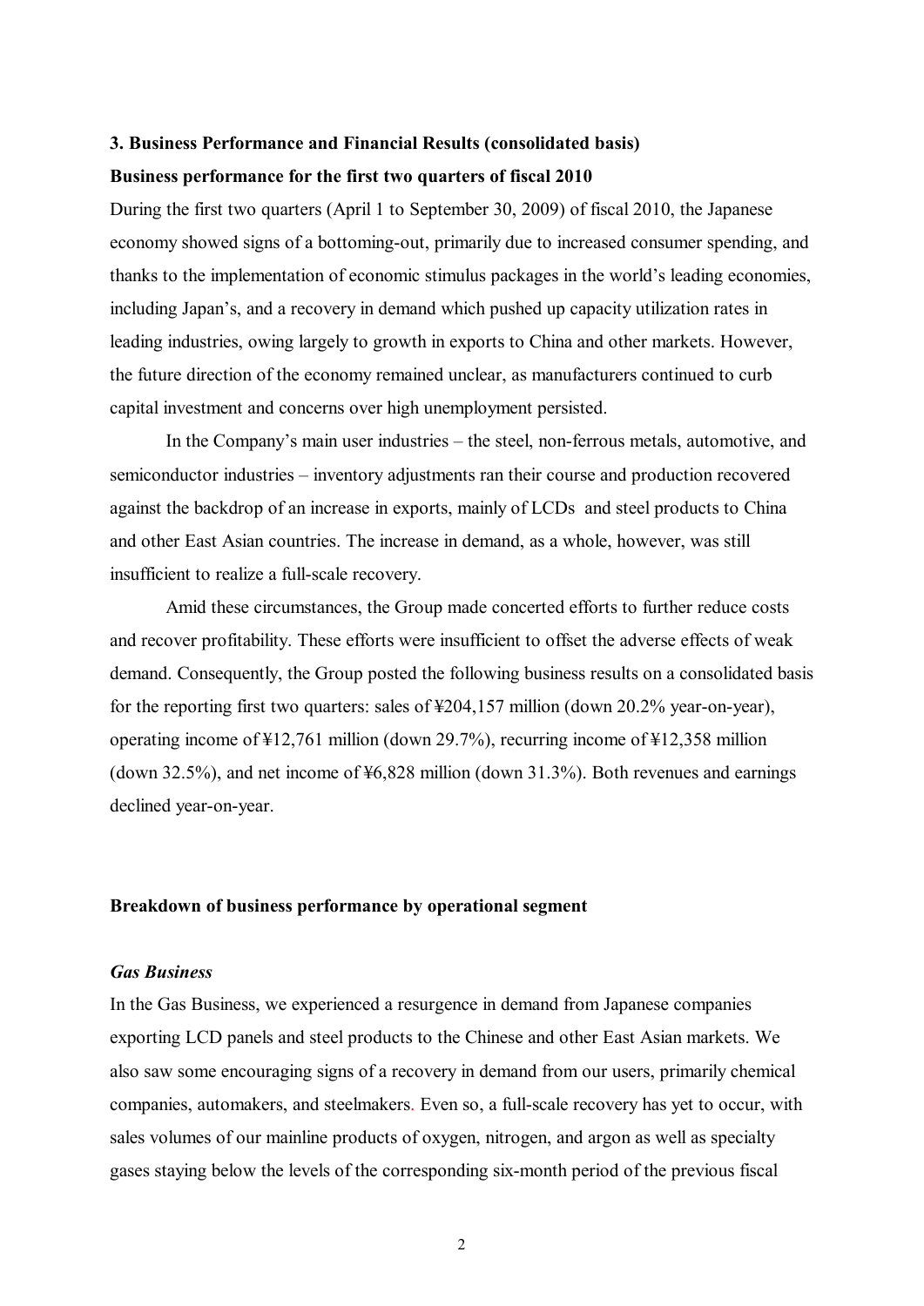### 3. Business Performance and Financial Results (consolidated basis)

**Business performance for the first two quarters of fiscal 2010**

During the first two quarters (April 1 to September 30, 2009) of fiscal 2010, the Japanese economy showed signs of a bottoming-out, primarily due to increased consumer spending, and thanks to the implementation of economic stimulus packages in the world's leading economies, including Japan's, and a recovery in demand which pushed up capacity utilization rates in leading industries, owing largely to growth in exports to China and other markets. However, the future direction of the economy remained unclear, as manufacturers continued to curb capital investment and concerns over high unemployment persisted.

In the Company's main user industries – the steel, non-ferrous metals, automotive, and semiconductor industries – inventory adjustments ran their course and production recovered against the backdrop of an increase in exports, mainly of LCDs and steel products to China and other East Asian countries. The increase in demand, as a whole, however, was still insufficient to realize a full-scale recovery.

Amid these circumstances, the Group made concerted efforts to further reduce costs and recover profitability. These efforts were insufficient to offset the adverse effects of weak demand. Consequently, the Group posted the following business results on a consolidated basis for the reporting first two quarters: sales of ¥204,157 million (down 20.2% year-on-year), operating income of ¥12,761 million (down 29.7%), recurring income of ¥12,358 million (down 32.5%), and net income of ¥6,828 million (down 31.3%). Both revenues and earnings declined year-on-year.

**Breakdown of business performance by operational segment**

***Gas Business***

In the Gas Business, we experienced a resurgence in demand from Japanese companies exporting LCD panels and steel products to the Chinese and other East Asian markets. We also saw some encouraging signs of a recovery in demand from our users, primarily chemical companies, automakers, and steelmakers. Even so, a full-scale recovery has yet to occur, with sales volumes of our mainline products of oxygen, nitrogen, and argon as well as specialty gases staying below the levels of the corresponding six-month period of the previous fiscal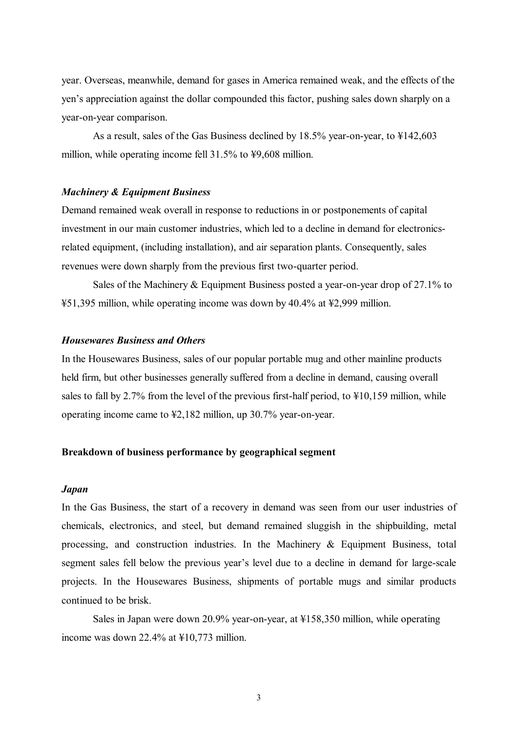year. Overseas, meanwhile, demand for gases in America remained weak, and the effects of the yen's appreciation against the dollar compounded this factor, pushing sales down sharply on a year-on-year comparison.

As a result, sales of the Gas Business declined by 18.5% year-on-year, to ¥142,603 million, while operating income fell 31.5% to ¥9,608 million.

#### *Machinery & Equipment Business*

Demand remained weak overall in response to reductions in or postponements of capital investment in our main customer industries, which led to a decline in demand for electronics-related equipment, (including installation), and air separation plants. Consequently, sales revenues were down sharply from the previous first two-quarter period.

Sales of the Machinery & Equipment Business posted a year-on-year drop of 27.1% to ¥51,395 million, while operating income was down by 40.4% at ¥2,999 million.

#### *Housewares Business and Others*

In the Housewares Business, sales of our popular portable mug and other mainline products held firm, but other businesses generally suffered from a decline in demand, causing overall sales to fall by 2.7% from the level of the previous first-half period, to ¥10,159 million, while operating income came to ¥2,182 million, up 30.7% year-on-year.

### Breakdown of business performance by geographical segment

#### *Japan*

In the Gas Business, the start of a recovery in demand was seen from our user industries of chemicals, electronics, and steel, but demand remained sluggish in the shipbuilding, metal processing, and construction industries. In the Machinery & Equipment Business, total segment sales fell below the previous year's level due to a decline in demand for large-scale projects. In the Housewares Business, shipments of portable mugs and similar products continued to be brisk.

Sales in Japan were down 20.9% year-on-year, at ¥158,350 million, while operating income was down 22.4% at ¥10,773 million.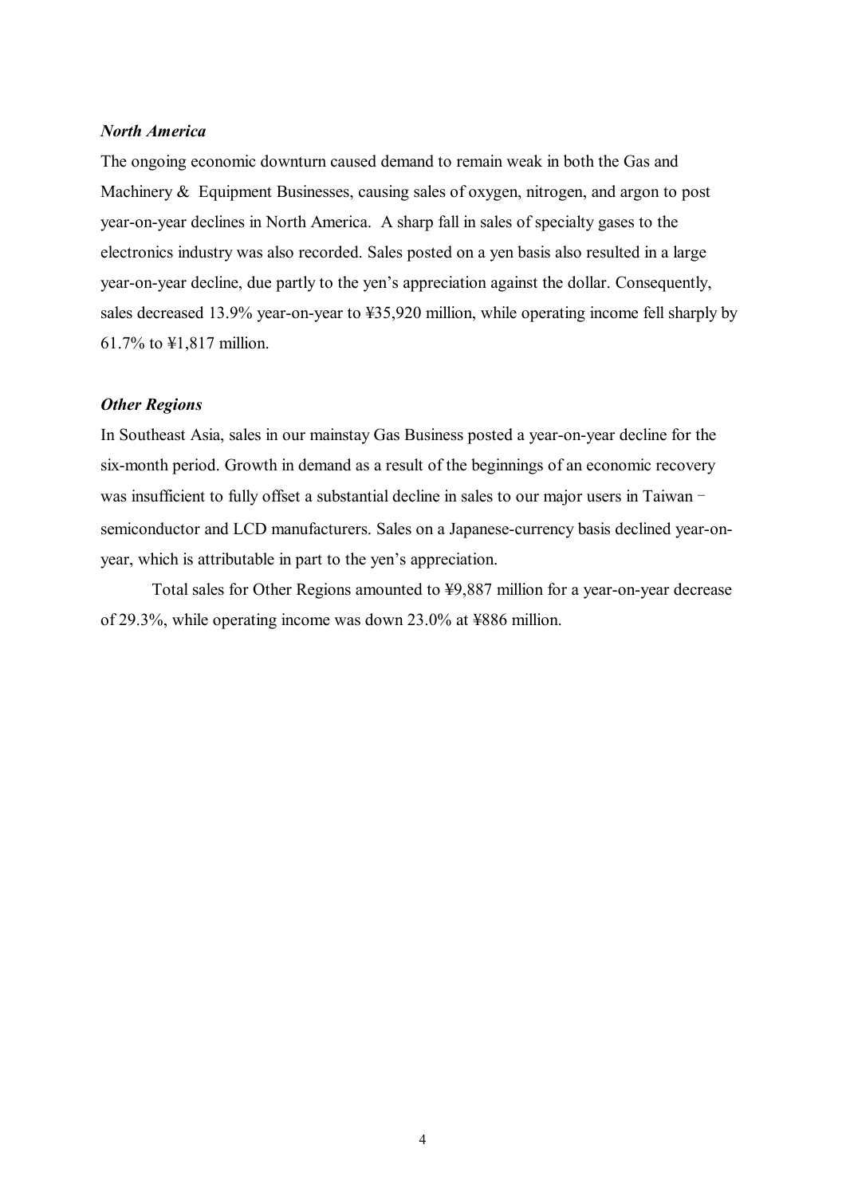### *North America*

The ongoing economic downturn caused demand to remain weak in both the Gas and Machinery & Equipment Businesses, causing sales of oxygen, nitrogen, and argon to post year-on-year declines in North America. A sharp fall in sales of specialty gases to the electronics industry was also recorded. Sales posted on a yen basis also resulted in a large year-on-year decline, due partly to the yen's appreciation against the dollar. Consequently, sales decreased 13.9% year-on-year to ¥35,920 million, while operating income fell sharply by 61.7% to ¥1,817 million.

### *Other Regions*

In Southeast Asia, sales in our mainstay Gas Business posted a year-on-year decline for the six-month period. Growth in demand as a result of the beginnings of an economic recovery was insufficient to fully offset a substantial decline in sales to our major users in Taiwan – semiconductor and LCD manufacturers. Sales on a Japanese-currency basis declined year-on-year, which is attributable in part to the yen's appreciation.

Total sales for Other Regions amounted to ¥9,887 million for a year-on-year decrease of 29.3%, while operating income was down 23.0% at ¥886 million.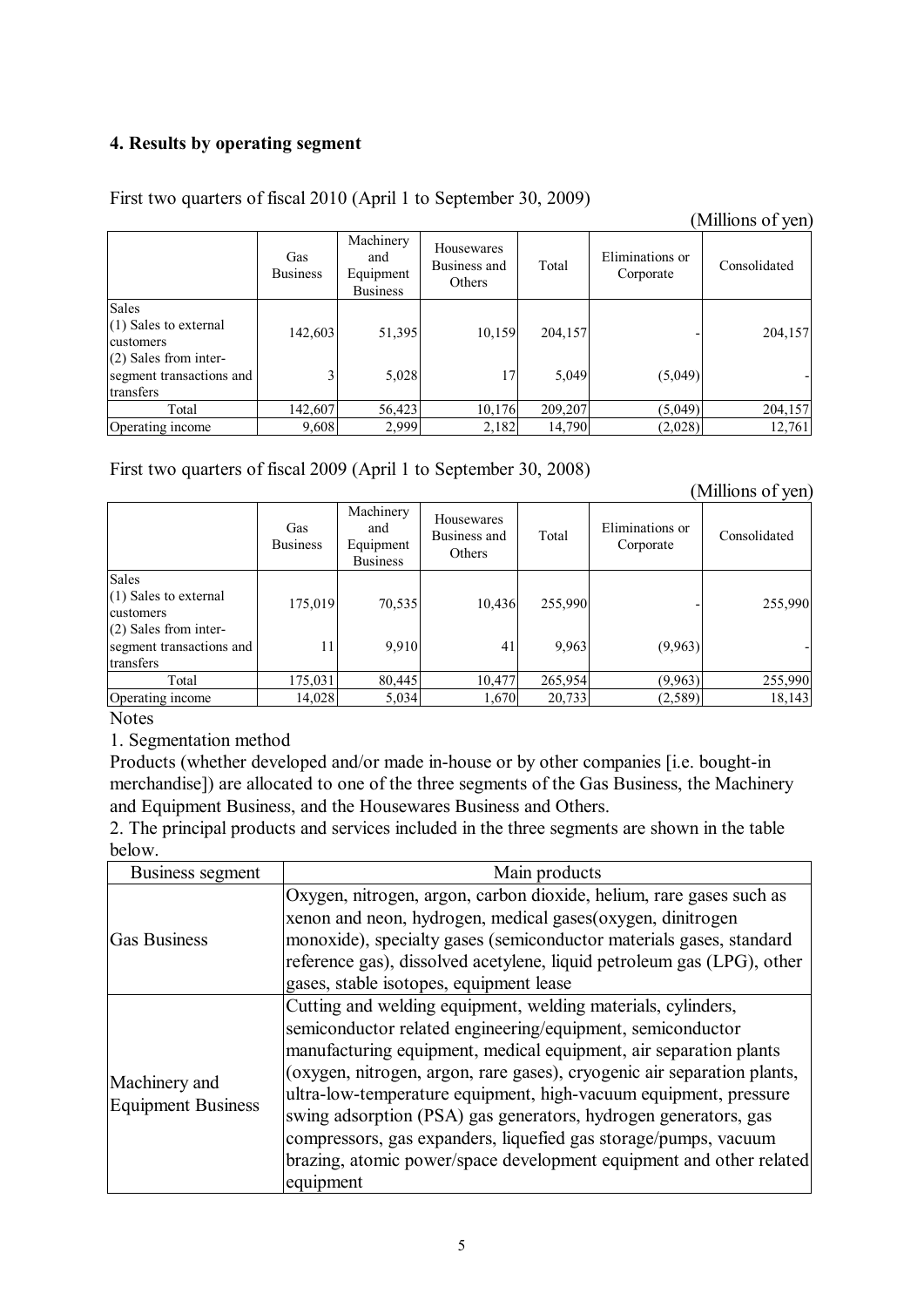## 4. Results by operating segment

First two quarters of fiscal 2010 (April 1 to September 30, 2009)

(Millions of yen)

| | Gas Business | Machinery and Equipment Business | Housewares Business and Others | Total | Eliminations or Corporate | Consolidated |
|---|---|---|---|---|---|---|
| Sales | | | | | | |
| (1) Sales to external customers | 142,603 | 51,395 | 10,159 | 204,157 | - | 204,157 |
| (2) Sales from inter-segment transactions and transfers | 3 | 5,028 | 17 | 5,049 | (5,049) | - |
| Total | 142,607 | 56,423 | 10,176 | 209,207 | (5,049) | 204,157 |
| Operating income | 9,608 | 2,999 | 2,182 | 14,790 | (2,028) | 12,761 |

First two quarters of fiscal 2009 (April 1 to September 30, 2008)

(Millions of yen)

| | Gas Business | Machinery and Equipment Business | Housewares Business and Others | Total | Eliminations or Corporate | Consolidated |
|---|---|---|---|---|---|---|
| Sales | | | | | | |
| (1) Sales to external customers | 175,019 | 70,535 | 10,436 | 255,990 | - | 255,990 |
| (2) Sales from inter-segment transactions and transfers | 11 | 9,910 | 41 | 9,963 | (9,963) | - |
| Total | 175,031 | 80,445 | 10,477 | 265,954 | (9,963) | 255,990 |
| Operating income | 14,028 | 5,034 | 1,670 | 20,733 | (2,589) | 18,143 |

Notes

1. Segmentation method

Products (whether developed and/or made in-house or by other companies [i.e. bought-in merchandise]) are allocated to one of the three segments of the Gas Business, the Machinery and Equipment Business, and the Housewares Business and Others.

2. The principal products and services included in the three segments are shown in the table below.

| Business segment | Main products |
|---|---|
| Gas Business | Oxygen, nitrogen, argon, carbon dioxide, helium, rare gases such as xenon and neon, hydrogen, medical gases(oxygen, dinitrogen monoxide), specialty gases (semiconductor materials gases, standard reference gas), dissolved acetylene, liquid petroleum gas (LPG), other gases, stable isotopes, equipment lease |
| Machinery and Equipment Business | Cutting and welding equipment, welding materials, cylinders, semiconductor related engineering/equipment, semiconductor manufacturing equipment, medical equipment, air separation plants (oxygen, nitrogen, argon, rare gases), cryogenic air separation plants, ultra-low-temperature equipment, high-vacuum equipment, pressure swing adsorption (PSA) gas generators, hydrogen generators, gas compressors, gas expanders, liquefied gas storage/pumps, vacuum brazing, atomic power/space development equipment and other related equipment |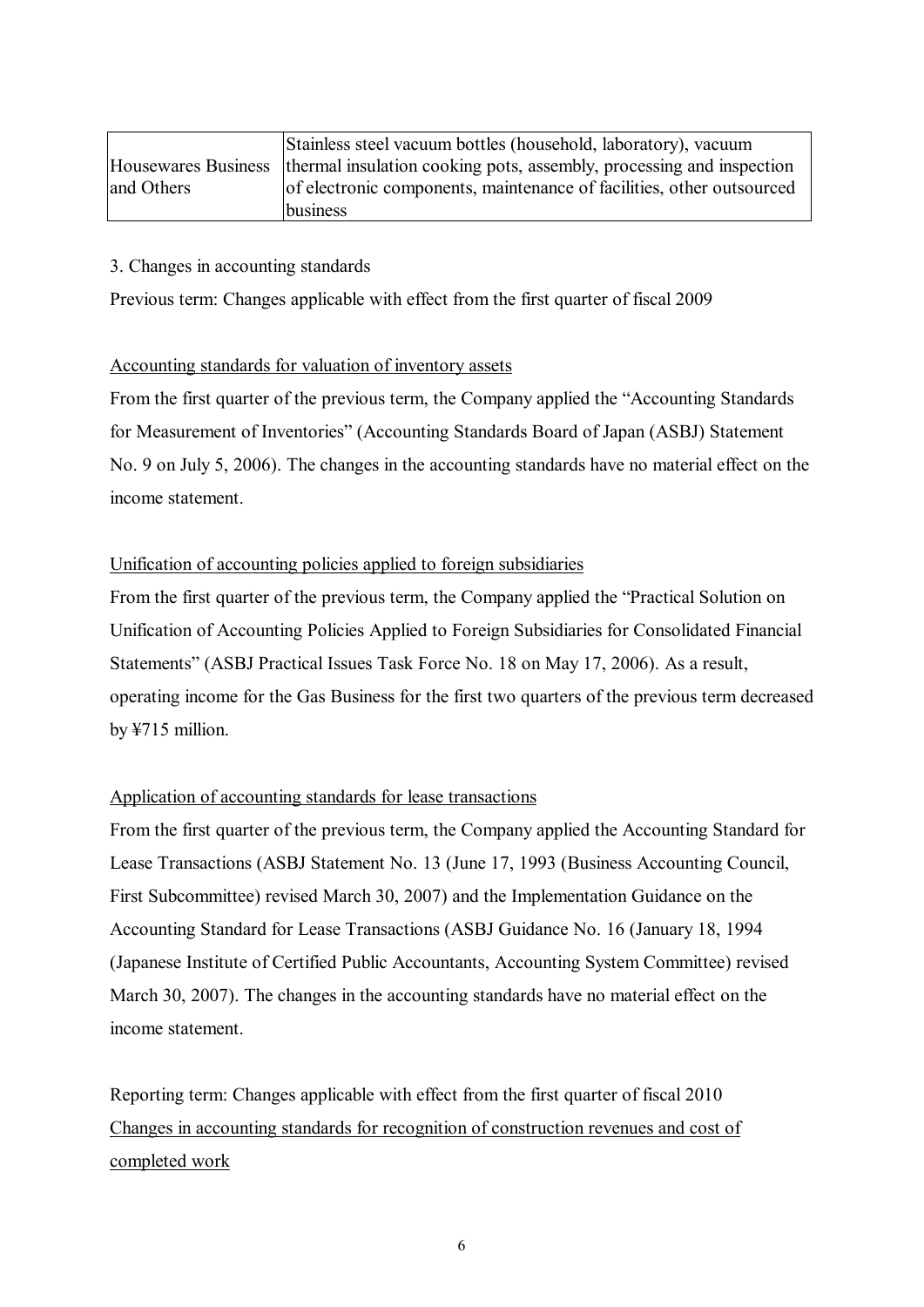| Housewares Business and Others | Stainless steel vacuum bottles (household, laboratory), vacuum thermal insulation cooking pots, assembly, processing and inspection of electronic components, maintenance of facilities, other outsourced business |
|---|---|

3. Changes in accounting standards

Previous term: Changes applicable with effect from the first quarter of fiscal 2009

Accounting standards for valuation of inventory assets

From the first quarter of the previous term, the Company applied the "Accounting Standards for Measurement of Inventories" (Accounting Standards Board of Japan (ASBJ) Statement No. 9 on July 5, 2006). The changes in the accounting standards have no material effect on the income statement.

Unification of accounting policies applied to foreign subsidiaries

From the first quarter of the previous term, the Company applied the "Practical Solution on Unification of Accounting Policies Applied to Foreign Subsidiaries for Consolidated Financial Statements" (ASBJ Practical Issues Task Force No. 18 on May 17, 2006). As a result, operating income for the Gas Business for the first two quarters of the previous term decreased by ¥715 million.

Application of accounting standards for lease transactions

From the first quarter of the previous term, the Company applied the Accounting Standard for Lease Transactions (ASBJ Statement No. 13 (June 17, 1993 (Business Accounting Council, First Subcommittee) revised March 30, 2007) and the Implementation Guidance on the Accounting Standard for Lease Transactions (ASBJ Guidance No. 16 (January 18, 1994 (Japanese Institute of Certified Public Accountants, Accounting System Committee) revised March 30, 2007). The changes in the accounting standards have no material effect on the income statement.

Reporting term: Changes applicable with effect from the first quarter of fiscal 2010

Changes in accounting standards for recognition of construction revenues and cost of completed work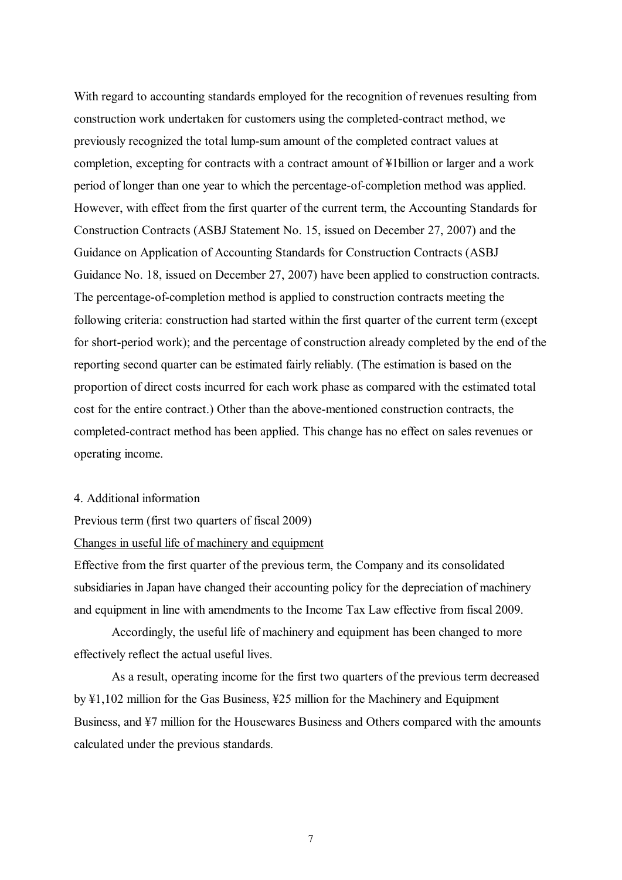With regard to accounting standards employed for the recognition of revenues resulting from construction work undertaken for customers using the completed-contract method, we previously recognized the total lump-sum amount of the completed contract values at completion, excepting for contracts with a contract amount of ¥1billion or larger and a work period of longer than one year to which the percentage-of-completion method was applied. However, with effect from the first quarter of the current term, the Accounting Standards for Construction Contracts (ASBJ Statement No. 15, issued on December 27, 2007) and the Guidance on Application of Accounting Standards for Construction Contracts (ASBJ Guidance No. 18, issued on December 27, 2007) have been applied to construction contracts. The percentage-of-completion method is applied to construction contracts meeting the following criteria: construction had started within the first quarter of the current term (except for short-period work); and the percentage of construction already completed by the end of the reporting second quarter can be estimated fairly reliably. (The estimation is based on the proportion of direct costs incurred for each work phase as compared with the estimated total cost for the entire contract.) Other than the above-mentioned construction contracts, the completed-contract method has been applied. This change has no effect on sales revenues or operating income.

4. Additional information

Previous term (first two quarters of fiscal 2009)

Changes in useful life of machinery and equipment

Effective from the first quarter of the previous term, the Company and its consolidated subsidiaries in Japan have changed their accounting policy for the depreciation of machinery and equipment in line with amendments to the Income Tax Law effective from fiscal 2009.

Accordingly, the useful life of machinery and equipment has been changed to more effectively reflect the actual useful lives.

As a result, operating income for the first two quarters of the previous term decreased by ¥1,102 million for the Gas Business, ¥25 million for the Machinery and Equipment Business, and ¥7 million for the Housewares Business and Others compared with the amounts calculated under the previous standards.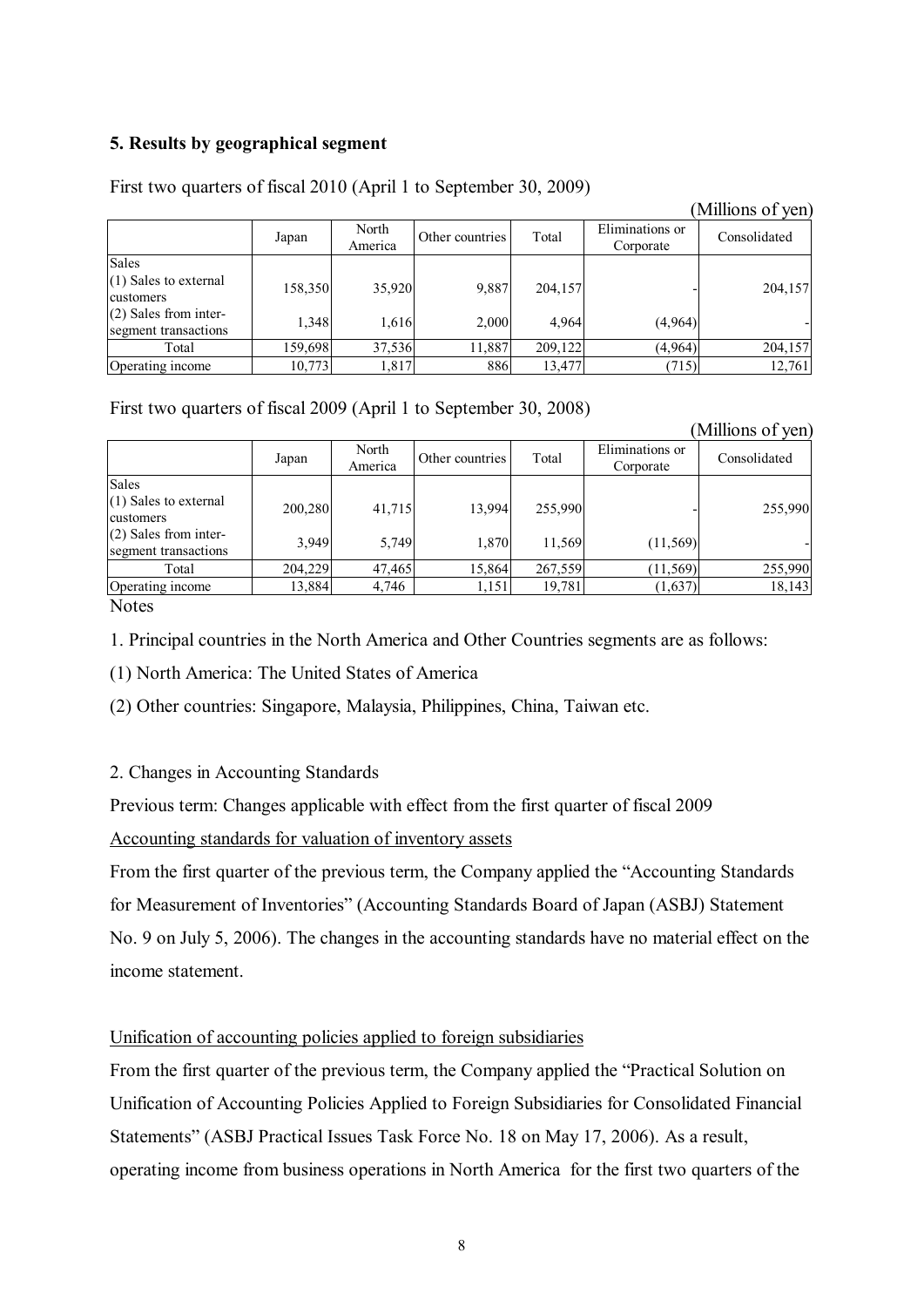### 5. Results by geographical segment

First two quarters of fiscal 2010 (April 1 to September 30, 2009)

(Millions of yen)

| | Japan | North America | Other countries | Total | Eliminations or Corporate | Consolidated |
|---|---|---|---|---|---|---|
| Sales | | | | | | |
| (1) Sales to external customers | 158,350 | 35,920 | 9,887 | 204,157 | - | 204,157 |
| (2) Sales from inter-segment transactions | 1,348 | 1,616 | 2,000 | 4,964 | (4,964) | - |
| Total | 159,698 | 37,536 | 11,887 | 209,122 | (4,964) | 204,157 |
| Operating income | 10,773 | 1,817 | 886 | 13,477 | (715) | 12,761 |

First two quarters of fiscal 2009 (April 1 to September 30, 2008)

(Millions of yen)

| | Japan | North America | Other countries | Total | Eliminations or Corporate | Consolidated |
|---|---|---|---|---|---|---|
| Sales | | | | | | |
| (1) Sales to external customers | 200,280 | 41,715 | 13,994 | 255,990 | - | 255,990 |
| (2) Sales from inter-segment transactions | 3,949 | 5,749 | 1,870 | 11,569 | (11,569) | - |
| Total | 204,229 | 47,465 | 15,864 | 267,559 | (11,569) | 255,990 |
| Operating income | 13,884 | 4,746 | 1,151 | 19,781 | (1,637) | 18,143 |

Notes

1. Principal countries in the North America and Other Countries segments are as follows:

(1) North America: The United States of America

(2) Other countries: Singapore, Malaysia, Philippines, China, Taiwan etc.

2. Changes in Accounting Standards

Previous term: Changes applicable with effect from the first quarter of fiscal 2009

Accounting standards for valuation of inventory assets

From the first quarter of the previous term, the Company applied the "Accounting Standards for Measurement of Inventories" (Accounting Standards Board of Japan (ASBJ) Statement No. 9 on July 5, 2006). The changes in the accounting standards have no material effect on the income statement.

Unification of accounting policies applied to foreign subsidiaries

From the first quarter of the previous term, the Company applied the "Practical Solution on Unification of Accounting Policies Applied to Foreign Subsidiaries for Consolidated Financial Statements" (ASBJ Practical Issues Task Force No. 18 on May 17, 2006). As a result, operating income from business operations in North America for the first two quarters of the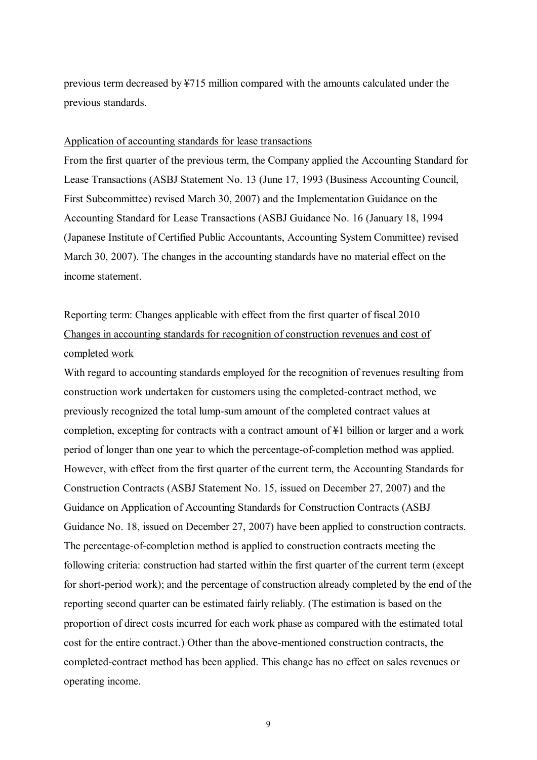previous term decreased by ¥715 million compared with the amounts calculated under the previous standards.

<u>Application of accounting standards for lease transactions</u>

From the first quarter of the previous term, the Company applied the Accounting Standard for Lease Transactions (ASBJ Statement No. 13 (June 17, 1993 (Business Accounting Council, First Subcommittee) revised March 30, 2007) and the Implementation Guidance on the Accounting Standard for Lease Transactions (ASBJ Guidance No. 16 (January 18, 1994 (Japanese Institute of Certified Public Accountants, Accounting System Committee) revised March 30, 2007). The changes in the accounting standards have no material effect on the income statement.

Reporting term: Changes applicable with effect from the first quarter of fiscal 2010

<u>Changes in accounting standards for recognition of construction revenues and cost of completed work</u>

With regard to accounting standards employed for the recognition of revenues resulting from construction work undertaken for customers using the completed-contract method, we previously recognized the total lump-sum amount of the completed contract values at completion, excepting for contracts with a contract amount of ¥1 billion or larger and a work period of longer than one year to which the percentage-of-completion method was applied. However, with effect from the first quarter of the current term, the Accounting Standards for Construction Contracts (ASBJ Statement No. 15, issued on December 27, 2007) and the Guidance on Application of Accounting Standards for Construction Contracts (ASBJ Guidance No. 18, issued on December 27, 2007) have been applied to construction contracts. The percentage-of-completion method is applied to construction contracts meeting the following criteria: construction had started within the first quarter of the current term (except for short-period work); and the percentage of construction already completed by the end of the reporting second quarter can be estimated fairly reliably. (The estimation is based on the proportion of direct costs incurred for each work phase as compared with the estimated total cost for the entire contract.) Other than the above-mentioned construction contracts, the completed-contract method has been applied. This change has no effect on sales revenues or operating income.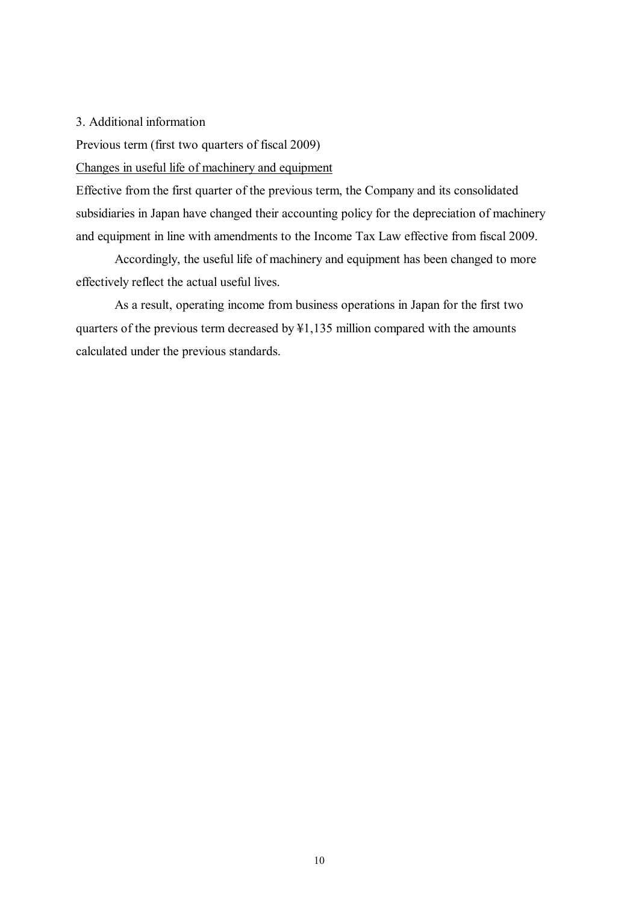## 3. Additional information

Previous term (first two quarters of fiscal 2009)

Changes in useful life of machinery and equipment

Effective from the first quarter of the previous term, the Company and its consolidated subsidiaries in Japan have changed their accounting policy for the depreciation of machinery and equipment in line with amendments to the Income Tax Law effective from fiscal 2009.

Accordingly, the useful life of machinery and equipment has been changed to more effectively reflect the actual useful lives.

As a result, operating income from business operations in Japan for the first two quarters of the previous term decreased by ¥1,135 million compared with the amounts calculated under the previous standards.